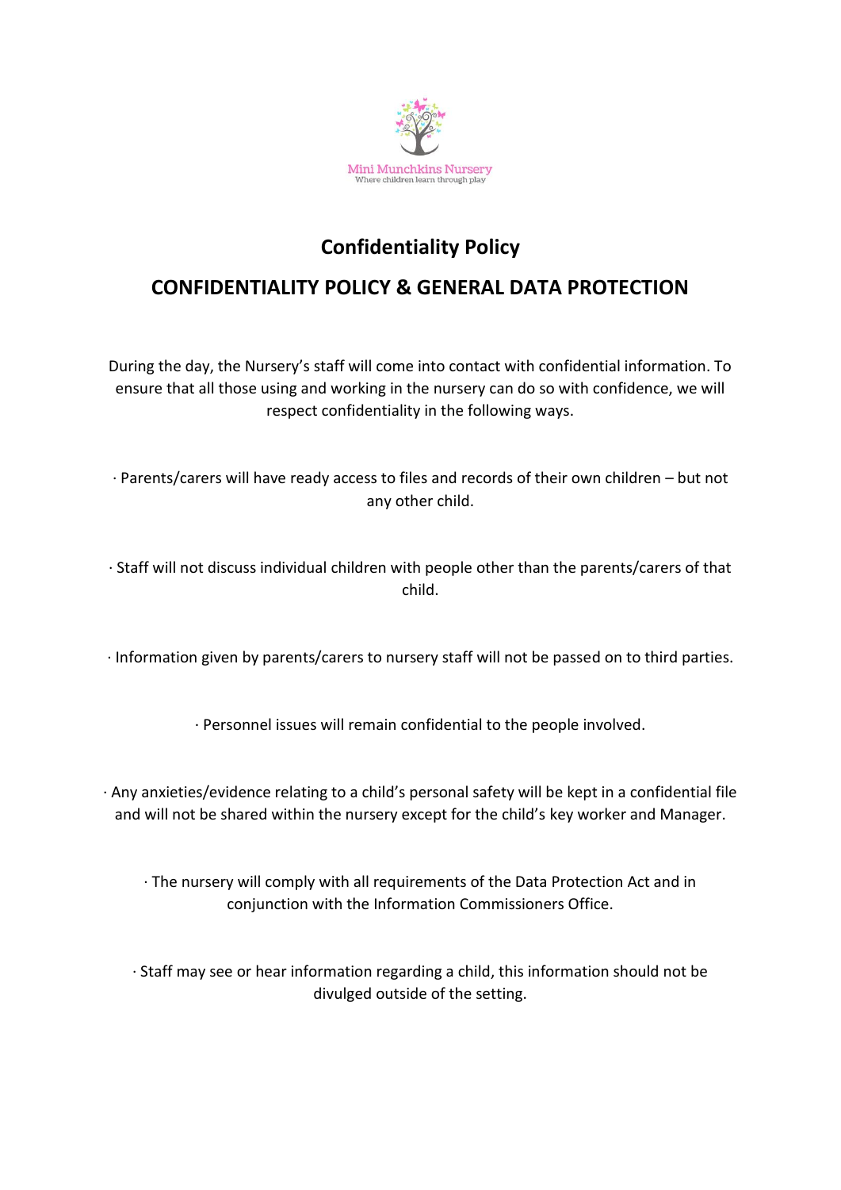Mini Munchkins Nursery
Where children learn through play

# Confidentiality Policy

## CONFIDENTIALITY POLICY & GENERAL DATA PROTECTION

During the day, the Nursery's staff will come into contact with confidential information. To ensure that all those using and working in the nursery can do so with confidence, we will respect confidentiality in the following ways.

· Parents/carers will have ready access to files and records of their own children – but not any other child.

· Staff will not discuss individual children with people other than the parents/carers of that child.

· Information given by parents/carers to nursery staff will not be passed on to third parties.

· Personnel issues will remain confidential to the people involved.

· Any anxieties/evidence relating to a child's personal safety will be kept in a confidential file and will not be shared within the nursery except for the child's key worker and Manager.

· The nursery will comply with all requirements of the Data Protection Act and in conjunction with the Information Commissioners Office.

· Staff may see or hear information regarding a child, this information should not be divulged outside of the setting.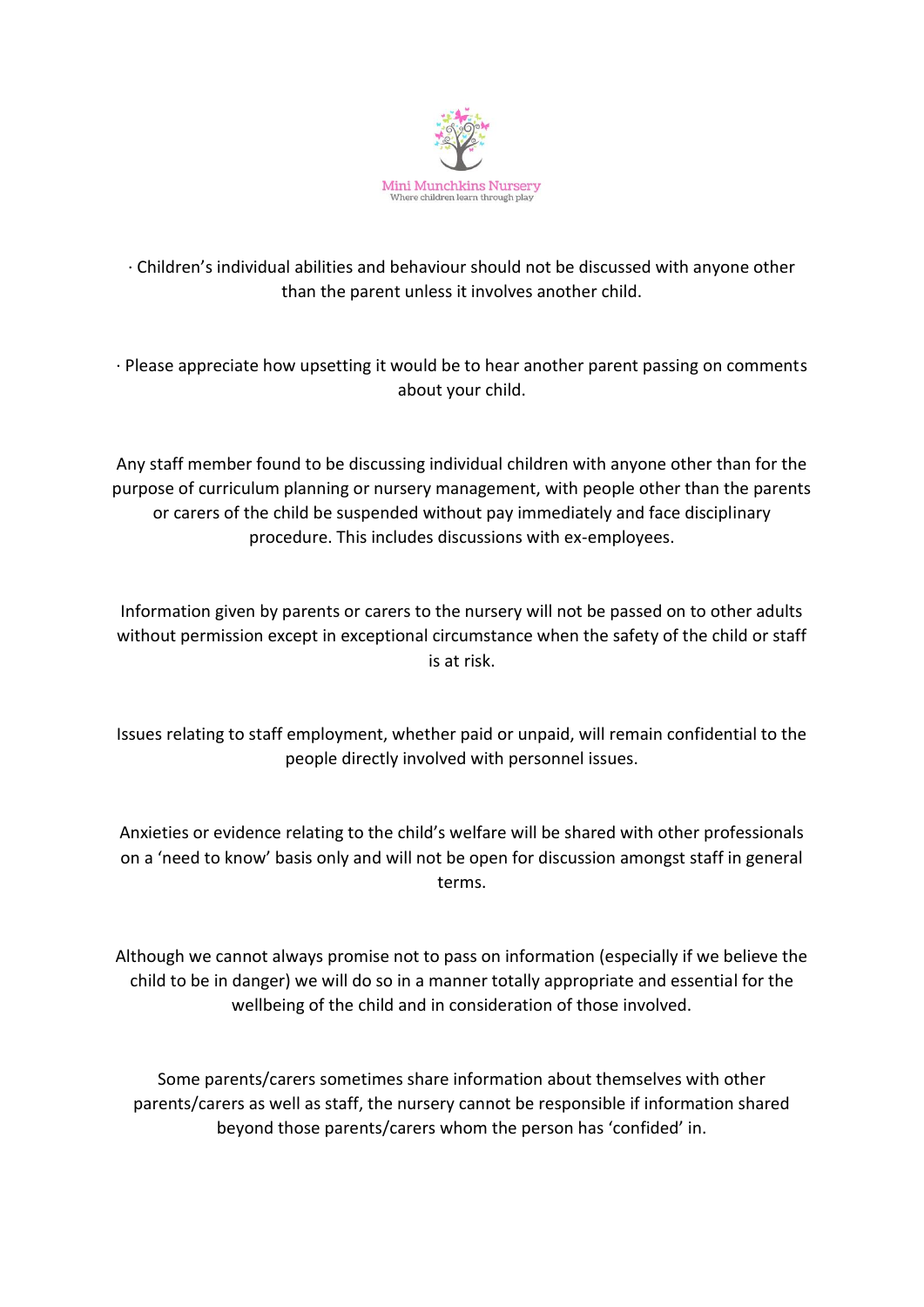· Children's individual abilities and behaviour should not be discussed with anyone other than the parent unless it involves another child.

· Please appreciate how upsetting it would be to hear another parent passing on comments about your child.

Any staff member found to be discussing individual children with anyone other than for the purpose of curriculum planning or nursery management, with people other than the parents or carers of the child be suspended without pay immediately and face disciplinary procedure. This includes discussions with ex-employees.

Information given by parents or carers to the nursery will not be passed on to other adults without permission except in exceptional circumstance when the safety of the child or staff is at risk.

Issues relating to staff employment, whether paid or unpaid, will remain confidential to the people directly involved with personnel issues.

Anxieties or evidence relating to the child's welfare will be shared with other professionals on a 'need to know' basis only and will not be open for discussion amongst staff in general terms.

Although we cannot always promise not to pass on information (especially if we believe the child to be in danger) we will do so in a manner totally appropriate and essential for the wellbeing of the child and in consideration of those involved.

Some parents/carers sometimes share information about themselves with other parents/carers as well as staff, the nursery cannot be responsible if information shared beyond those parents/carers whom the person has 'confided' in.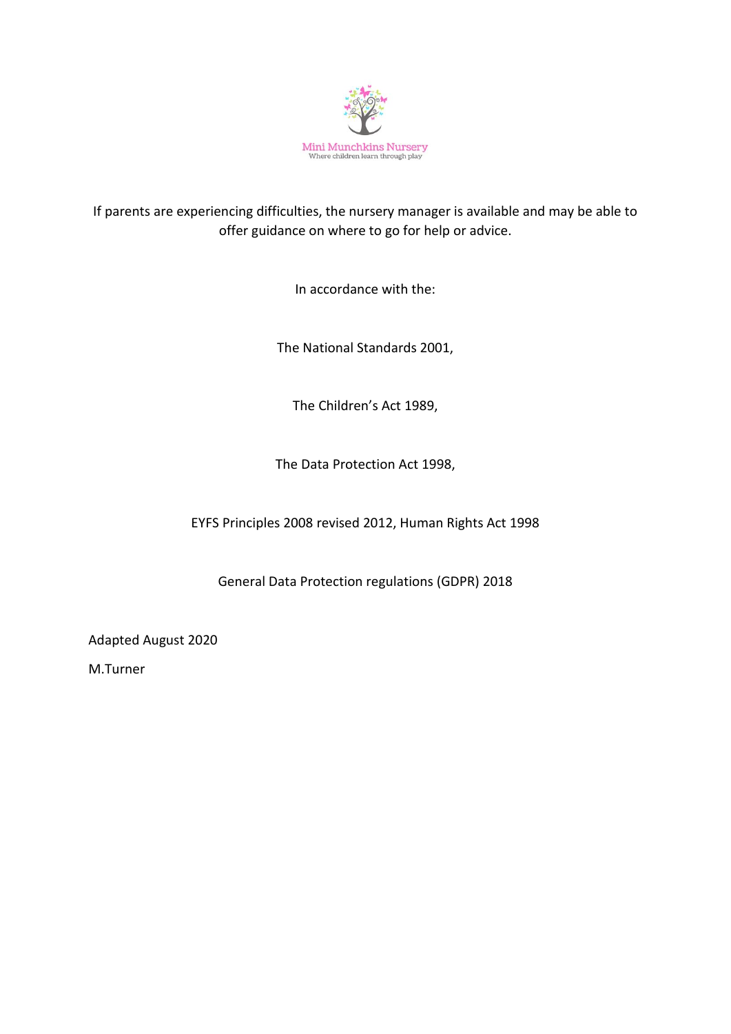Mini Munchkins Nursery
Where children learn through play

If parents are experiencing difficulties, the nursery manager is available and may be able to offer guidance on where to go for help or advice.

In accordance with the:

The National Standards 2001,

The Children's Act 1989,

The Data Protection Act 1998,

EYFS Principles 2008 revised 2012, Human Rights Act 1998

General Data Protection regulations (GDPR) 2018

Adapted August 2020

M.Turner